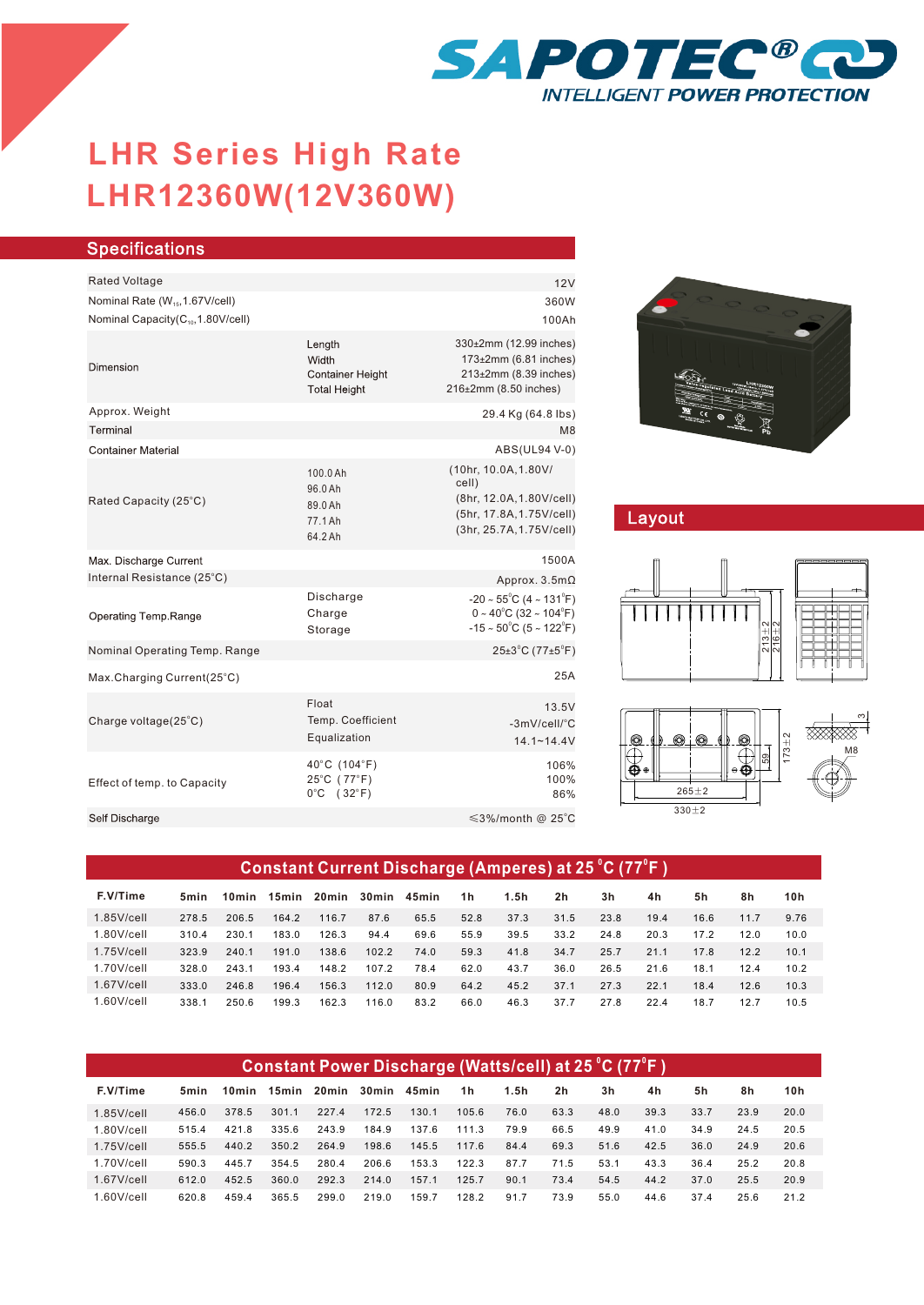SAPOTEC® INTELLIGENT POWER PROTECTION

# LHR Series High Rate
# LHR12360W(12V360W)

## Specifications

| | | |
|---|---|---|
| Rated Voltage | | 12V |
| Nominal Rate ($W_{15}$,1.67V/cell) | | 360W |
| Nominal Capacity($C_{10}$,1.80V/cell) | | 100Ah |
| Dimension | Length | 330±2mm (12.99 inches) |
| | Width | 173±2mm (6.81 inches) |
| | Container Height | 213±2mm (8.39 inches) |
| | Total Height | 216±2mm (8.50 inches) |
| Approx. Weight | | 29.4 Kg (64.8 lbs) |
| Terminal | | M8 |
| Container Material | | ABS(UL94 V-0) |
| Rated Capacity (25°C) | 100.0 Ah | (10hr, 10.0A,1.80V/cell) |
| | 96.0 Ah | (8hr, 12.0A,1.80V/cell) |
| | 89.0 Ah | (5hr, 17.8A,1.75V/cell) |
| | 77.1 Ah | (3hr, 25.7A,1.75V/cell) |
| | 64.2 Ah | |
| Max. Discharge Current | | 1500A |
| Internal Resistance (25°C) | | Approx. 3.5mΩ |
| Operating Temp.Range | Discharge | -20 ~ 55°C (4 ~ 131°F) |
| | Charge | 0 ~ 40°C (32 ~ 104°F) |
| | Storage | -15 ~ 50°C (5 ~ 122°F) |
| Nominal Operating Temp. Range | | 25±3°C (77±5°F) |
| Max.Charging Current(25°C) | | 25A |
| Charge voltage(25°C) | Float | 13.5V |
| | Temp. Coefficient | -3mV/cell/°C |
| | Equalization | 14.1~14.4V |
| Effect of temp. to Capacity | 40°C (104°F) | 106% |
| | 25°C (77°F) | 100% |
| | 0°C (32°F) | 86% |
| Self Discharge | | ≤3%/month @ 25°C |

## Layout

213±2 216±2 173±2 59 265±2 330±2 M8 3

## Constant Current Discharge (Amperes) at 25°C (77°F)

| F.V/Time | 5min | 10min | 15min | 20min | 30min | 45min | 1h | 1.5h | 2h | 3h | 4h | 5h | 8h | 10h |
|---|---|---|---|---|---|---|---|---|---|---|---|---|---|---|
| 1.85V/cell | 278.5 | 206.5 | 164.2 | 116.7 | 87.6 | 65.5 | 52.8 | 37.3 | 31.5 | 23.8 | 19.4 | 16.6 | 11.7 | 9.76 |
| 1.80V/cell | 310.4 | 230.1 | 183.0 | 126.3 | 94.4 | 69.6 | 55.9 | 39.5 | 33.2 | 24.8 | 20.3 | 17.2 | 12.0 | 10.0 |
| 1.75V/cell | 323.9 | 240.1 | 191.0 | 138.6 | 102.2 | 74.0 | 59.3 | 41.8 | 34.7 | 25.7 | 21.1 | 17.8 | 12.2 | 10.1 |
| 1.70V/cell | 328.0 | 243.1 | 193.4 | 148.2 | 107.2 | 78.4 | 62.0 | 43.7 | 36.0 | 26.5 | 21.6 | 18.1 | 12.4 | 10.2 |
| 1.67V/cell | 333.0 | 246.8 | 196.4 | 156.3 | 112.0 | 80.9 | 64.2 | 45.2 | 37.1 | 27.3 | 22.1 | 18.4 | 12.6 | 10.3 |
| 1.60V/cell | 338.1 | 250.6 | 199.3 | 162.3 | 116.0 | 83.2 | 66.0 | 46.3 | 37.7 | 27.8 | 22.4 | 18.7 | 12.7 | 10.5 |

## Constant Power Discharge (Watts/cell) at 25°C (77°F)

| F.V/Time | 5min | 10min | 15min | 20min | 30min | 45min | 1h | 1.5h | 2h | 3h | 4h | 5h | 8h | 10h |
|---|---|---|---|---|---|---|---|---|---|---|---|---|---|---|
| 1.85V/cell | 456.0 | 378.5 | 301.1 | 227.4 | 172.5 | 130.1 | 105.6 | 76.0 | 63.3 | 48.0 | 39.3 | 33.7 | 23.9 | 20.0 |
| 1.80V/cell | 515.4 | 421.8 | 335.6 | 243.9 | 184.9 | 137.6 | 111.3 | 79.9 | 66.5 | 49.9 | 41.0 | 34.9 | 24.5 | 20.5 |
| 1.75V/cell | 555.5 | 440.2 | 350.2 | 264.9 | 198.6 | 145.5 | 117.6 | 84.4 | 69.3 | 51.6 | 42.5 | 36.0 | 24.9 | 20.6 |
| 1.70V/cell | 590.3 | 445.7 | 354.5 | 280.4 | 206.6 | 153.3 | 122.3 | 87.7 | 71.5 | 53.1 | 43.3 | 36.4 | 25.2 | 20.8 |
| 1.67V/cell | 612.0 | 452.5 | 360.0 | 292.3 | 214.0 | 157.1 | 125.7 | 90.1 | 73.4 | 54.5 | 44.2 | 37.0 | 25.5 | 20.9 |
| 1.60V/cell | 620.8 | 459.4 | 365.5 | 299.0 | 219.0 | 159.7 | 128.2 | 91.7 | 73.9 | 55.0 | 44.6 | 37.4 | 25.6 | 21.2 |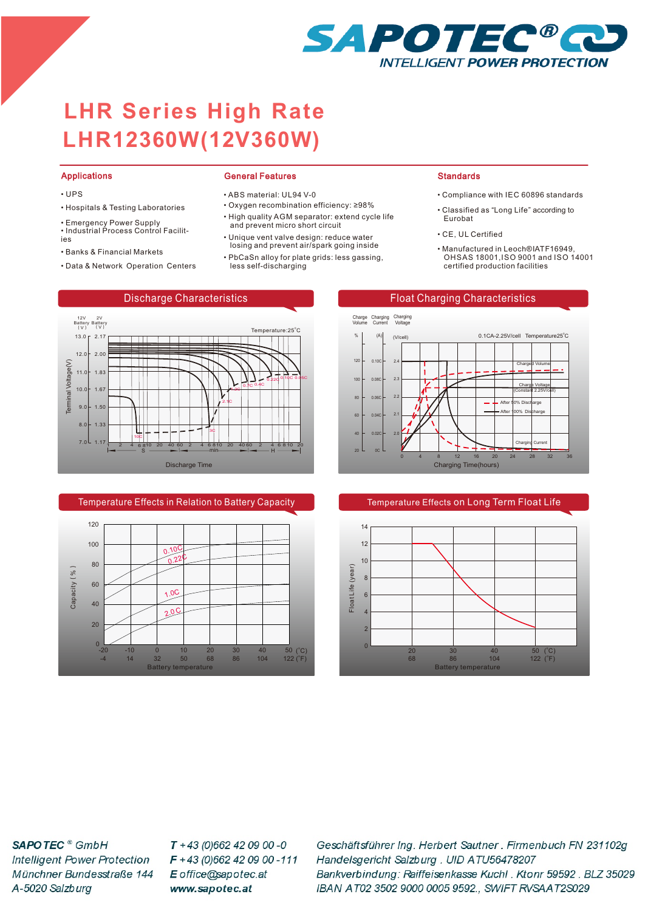SAPOTEC®

INTELLIGENT POWER PROTECTION

# LHR Series High Rate
# LHR12360W(12V360W)

### Applications

- UPS
- Hospitals & Testing Laboratories
- Emergency Power Supply
- Industrial Process Control Facilit-ies
- Banks & Financial Markets
- Data & Network Operation Centers

### General Features

- ABS material: UL94 V-0
- Oxygen recombination efficiency: ≥98%
- High quality AGM separator: extend cycle life and prevent micro short circuit
- Unique vent valve design: reduce water losing and prevent air/spark going inside
- PbCaSn alloy for plate grids: less gassing, less self-discharging

### Standards

- Compliance with IEC 60896 standards
- Classified as "Long Life" according to Eurobat
- CE, UL Certified
- Manufactured in Leoch®IATF16949, OHSAS 18001,ISO 9001 and ISO 14001 certified production facilities

## Discharge Characteristics

12V Battery (V)
2V Battery (V)
Terminal Voltage(V)
Temperature:25°C
13.0 2.17
12.0 2.00
11.0 1.83
10.0 1.67
9.0 1.50
8.0 1.33
7.0 1.17
10C 3C 2.7C 2C 0.7C 0.4C 0.22C 0.10C 0.05C
1 2 4 6 8 10 20 40 60 2 4 6 8 10 20 40 60 2 4 6 8 10 20
S min H
Discharge Time

## Float Charging Characteristics

Charge Volume % | Charging Current (A) | Charging Voltage (V/cell)
0.1CA-2.25V/cell Temperature25°C
120 0.10C 2.4
100 0.08C 2.3
80 0.06C 2.2
60 0.04C 2.1
40 0.02C 2.0
20 0C
Charged Volume
Charge Voltage (Constant 2.25V/cell)
After 50% Discharge
After 100% Discharge
Charging Current
0 4 8 12 16 20 24 28 32 36
Charging Time(hours)

## Temperature Effects in Relation to Battery Capacity

Capacity ( % )
120
100
80
60
40
20
0
0.10C
0.22C
1.0C
2.0C
-20 -10 0 10 20 30 40 50 (°C)
-4 14 32 50 68 86 104 122 (°F)
Battery temperature

## Temperature Effects on Long Term Float Life

Float Life (year)
14
12
10
8
6
4
2
0
20 30 40 50 (°C)
68 86 104 122 (°F)
Battery temperature

---

*SAPOTEC® GmbH*
*Intelligent Power Protection*
*Münchner Bundesstraße 144*
*A-5020 Salzburg*

*T +43 (0)662 42 09 00 -0*
*F +43 (0)662 42 09 00 -111*
*E office@sapotec.at*
***www.sapotec.at***

*Geschäftsführer Ing. Herbert Sautner . Firmenbuch FN 231102g*
*Handelsgericht Salzburg . UID ATU56478207*
*Bankverbindung: Raiffeisenkasse Kuchl . Ktonr 59592 . BLZ 35029*
*IBAN AT02 3502 9000 0005 9592., SWIFT RVSAAT2S029*